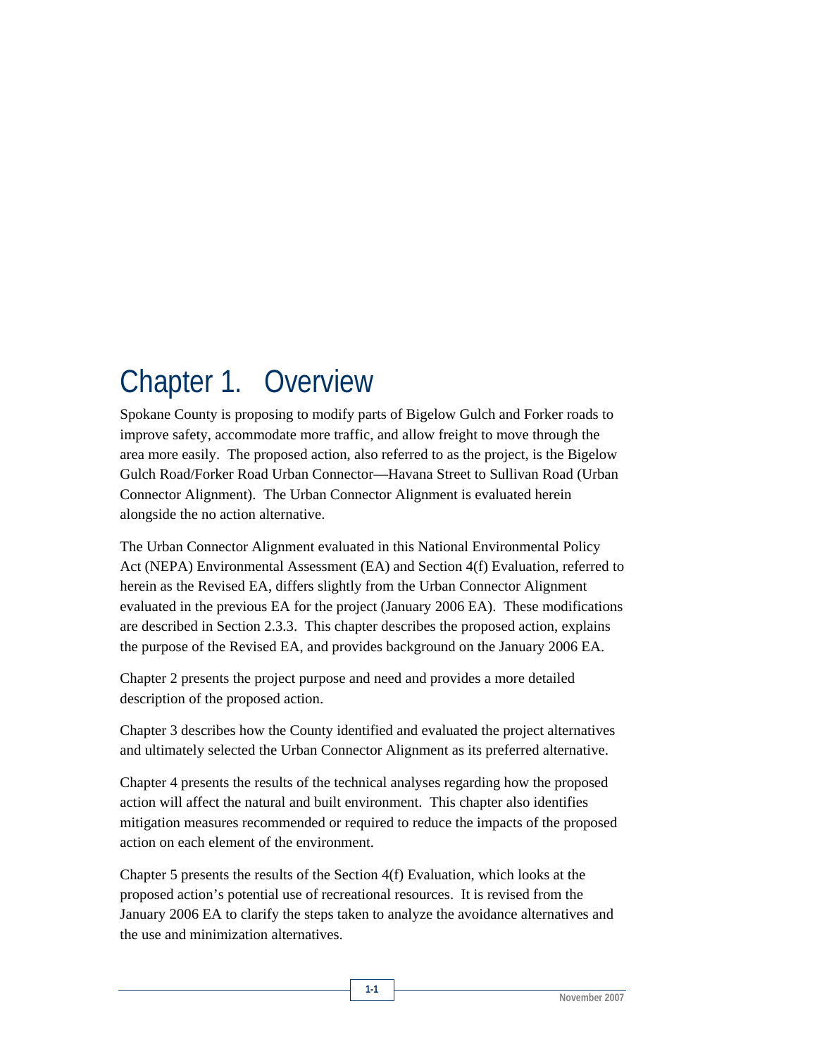# Chapter 1. Overview

Spokane County is proposing to modify parts of Bigelow Gulch and Forker roads to improve safety, accommodate more traffic, and allow freight to move through the area more easily. The proposed action, also referred to as the project, is the Bigelow Gulch Road/Forker Road Urban Connector—Havana Street to Sullivan Road (Urban Connector Alignment). The Urban Connector Alignment is evaluated herein alongside the no action alternative.

The Urban Connector Alignment evaluated in this National Environmental Policy Act (NEPA) Environmental Assessment (EA) and Section 4(f) Evaluation, referred to herein as the Revised EA, differs slightly from the Urban Connector Alignment evaluated in the previous EA for the project (January 2006 EA). These modifications are described in Section 2.3.3. This chapter describes the proposed action, explains the purpose of the Revised EA, and provides background on the January 2006 EA.

Chapter 2 presents the project purpose and need and provides a more detailed description of the proposed action.

Chapter 3 describes how the County identified and evaluated the project alternatives and ultimately selected the Urban Connector Alignment as its preferred alternative.

Chapter 4 presents the results of the technical analyses regarding how the proposed action will affect the natural and built environment. This chapter also identifies mitigation measures recommended or required to reduce the impacts of the proposed action on each element of the environment.

Chapter 5 presents the results of the Section 4(f) Evaluation, which looks at the proposed action's potential use of recreational resources. It is revised from the January 2006 EA to clarify the steps taken to analyze the avoidance alternatives and the use and minimization alternatives.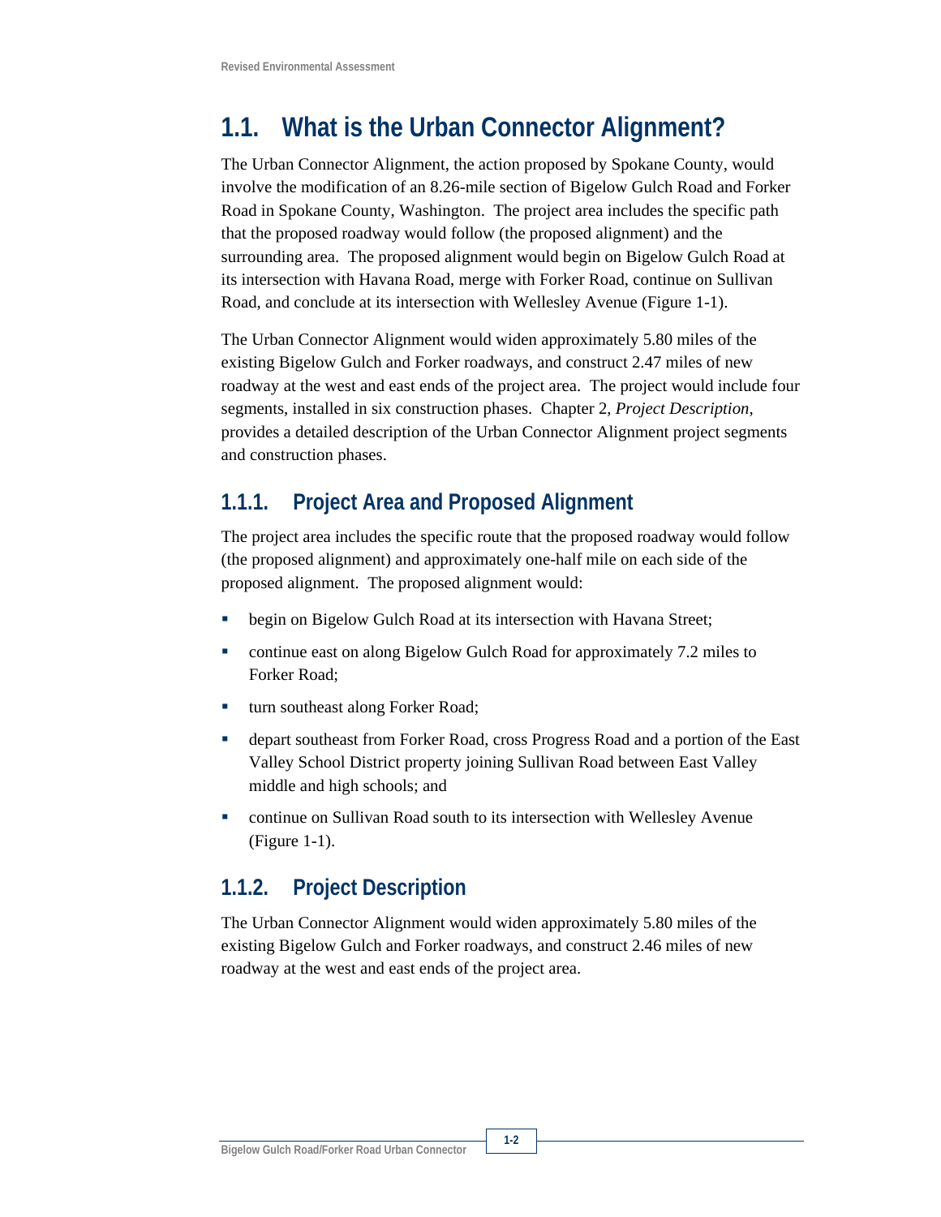## 1.1. What is the Urban Connector Alignment?

The Urban Connector Alignment, the action proposed by Spokane County, would involve the modification of an 8.26-mile section of Bigelow Gulch Road and Forker Road in Spokane County, Washington. The project area includes the specific path that the proposed roadway would follow (the proposed alignment) and the surrounding area. The proposed alignment would begin on Bigelow Gulch Road at its intersection with Havana Road, merge with Forker Road, continue on Sullivan Road, and conclude at its intersection with Wellesley Avenue (Figure 1-1).

The Urban Connector Alignment would widen approximately 5.80 miles of the existing Bigelow Gulch and Forker roadways, and construct 2.47 miles of new roadway at the west and east ends of the project area. The project would include four segments, installed in six construction phases. Chapter 2, *Project Description*, provides a detailed description of the Urban Connector Alignment project segments and construction phases.

### 1.1.1. Project Area and Proposed Alignment

The project area includes the specific route that the proposed roadway would follow (the proposed alignment) and approximately one-half mile on each side of the proposed alignment. The proposed alignment would:

- begin on Bigelow Gulch Road at its intersection with Havana Street;
- continue east on along Bigelow Gulch Road for approximately 7.2 miles to Forker Road;
- turn southeast along Forker Road;
- depart southeast from Forker Road, cross Progress Road and a portion of the East Valley School District property joining Sullivan Road between East Valley middle and high schools; and
- continue on Sullivan Road south to its intersection with Wellesley Avenue (Figure 1-1).

### 1.1.2. Project Description

The Urban Connector Alignment would widen approximately 5.80 miles of the existing Bigelow Gulch and Forker roadways, and construct 2.46 miles of new roadway at the west and east ends of the project area.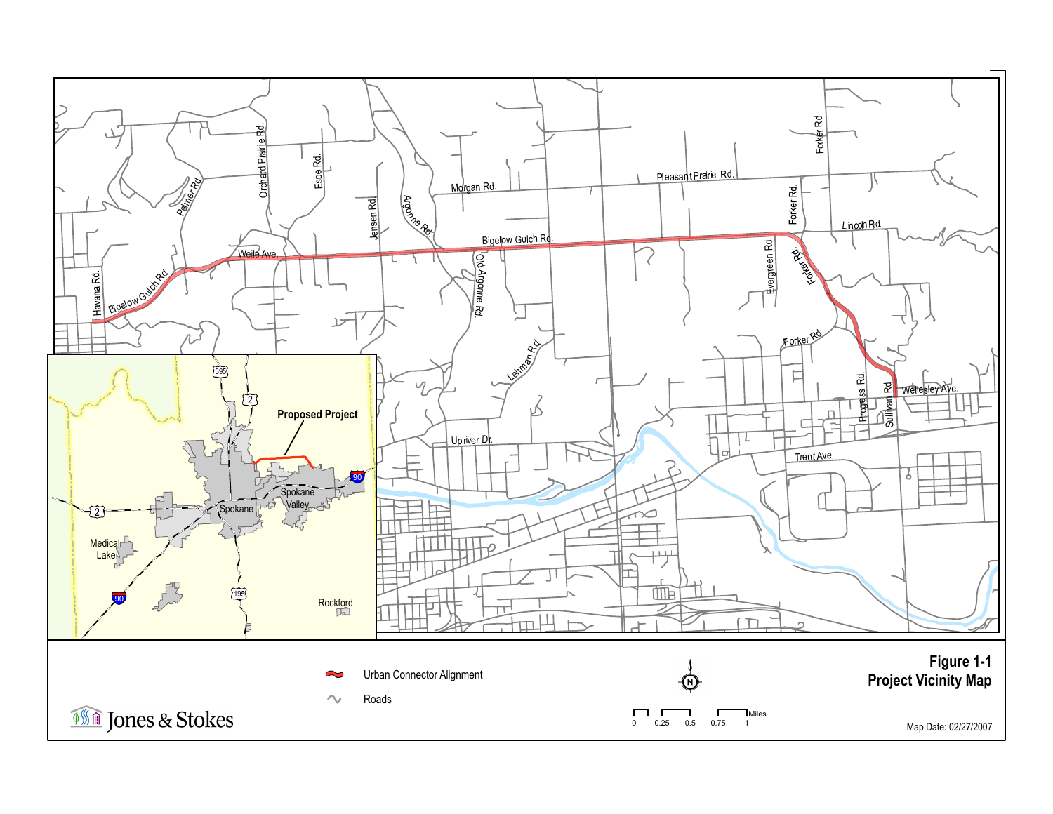**Figure 1-1**
**Project Vicinity Map**

Urban Connector Alignment

Roads

Map Date: 02/27/2007

Jones & Stokes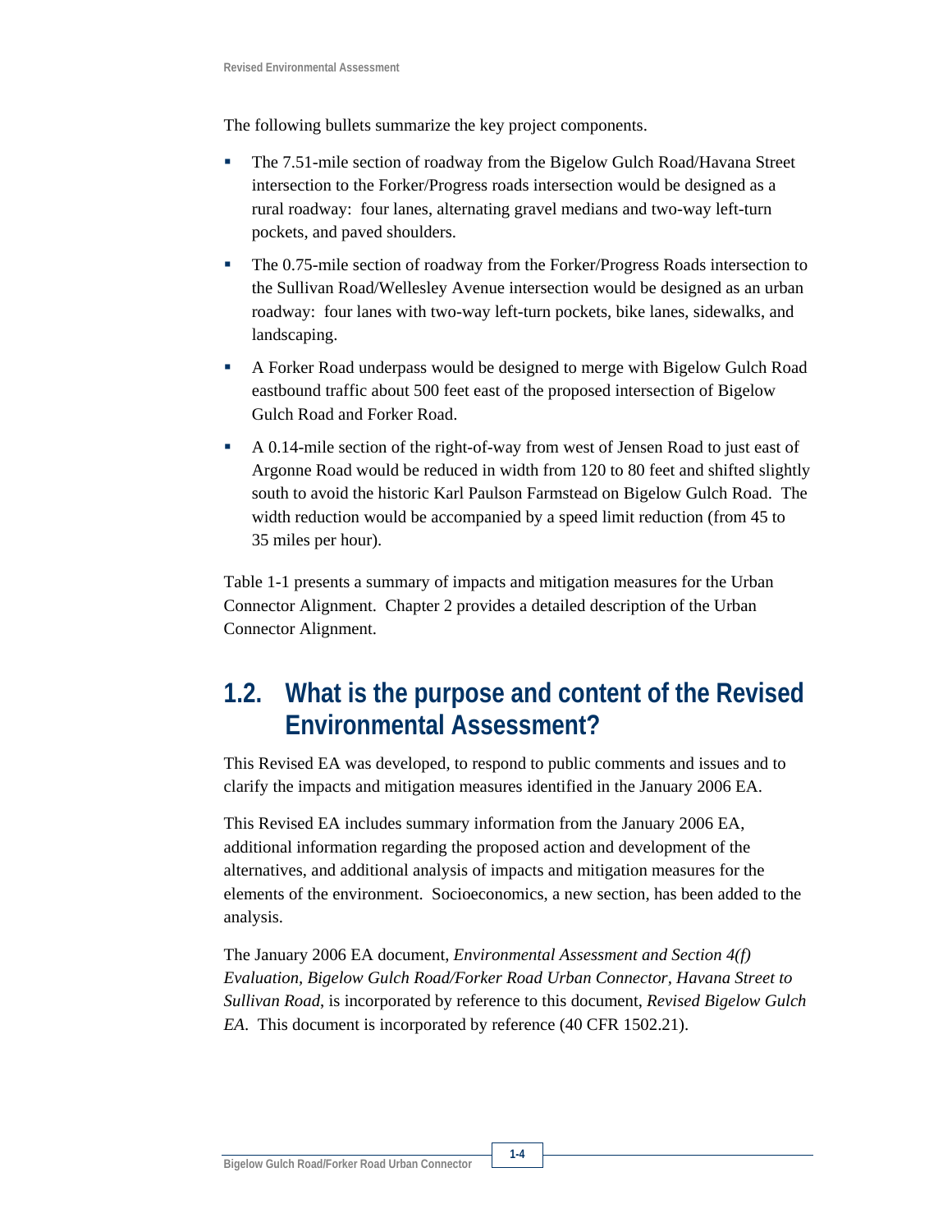The following bullets summarize the key project components.

- The 7.51-mile section of roadway from the Bigelow Gulch Road/Havana Street intersection to the Forker/Progress roads intersection would be designed as a rural roadway: four lanes, alternating gravel medians and two-way left-turn pockets, and paved shoulders.
- The 0.75-mile section of roadway from the Forker/Progress Roads intersection to the Sullivan Road/Wellesley Avenue intersection would be designed as an urban roadway: four lanes with two-way left-turn pockets, bike lanes, sidewalks, and landscaping.
- A Forker Road underpass would be designed to merge with Bigelow Gulch Road eastbound traffic about 500 feet east of the proposed intersection of Bigelow Gulch Road and Forker Road.
- A 0.14-mile section of the right-of-way from west of Jensen Road to just east of Argonne Road would be reduced in width from 120 to 80 feet and shifted slightly south to avoid the historic Karl Paulson Farmstead on Bigelow Gulch Road. The width reduction would be accompanied by a speed limit reduction (from 45 to 35 miles per hour).

Table 1-1 presents a summary of impacts and mitigation measures for the Urban Connector Alignment. Chapter 2 provides a detailed description of the Urban Connector Alignment.

## 1.2. What is the purpose and content of the Revised Environmental Assessment?

This Revised EA was developed, to respond to public comments and issues and to clarify the impacts and mitigation measures identified in the January 2006 EA.

This Revised EA includes summary information from the January 2006 EA, additional information regarding the proposed action and development of the alternatives, and additional analysis of impacts and mitigation measures for the elements of the environment. Socioeconomics, a new section, has been added to the analysis.

The January 2006 EA document, *Environmental Assessment and Section 4(f) Evaluation, Bigelow Gulch Road/Forker Road Urban Connector, Havana Street to Sullivan Road*, is incorporated by reference to this document, *Revised Bigelow Gulch EA*. This document is incorporated by reference (40 CFR 1502.21).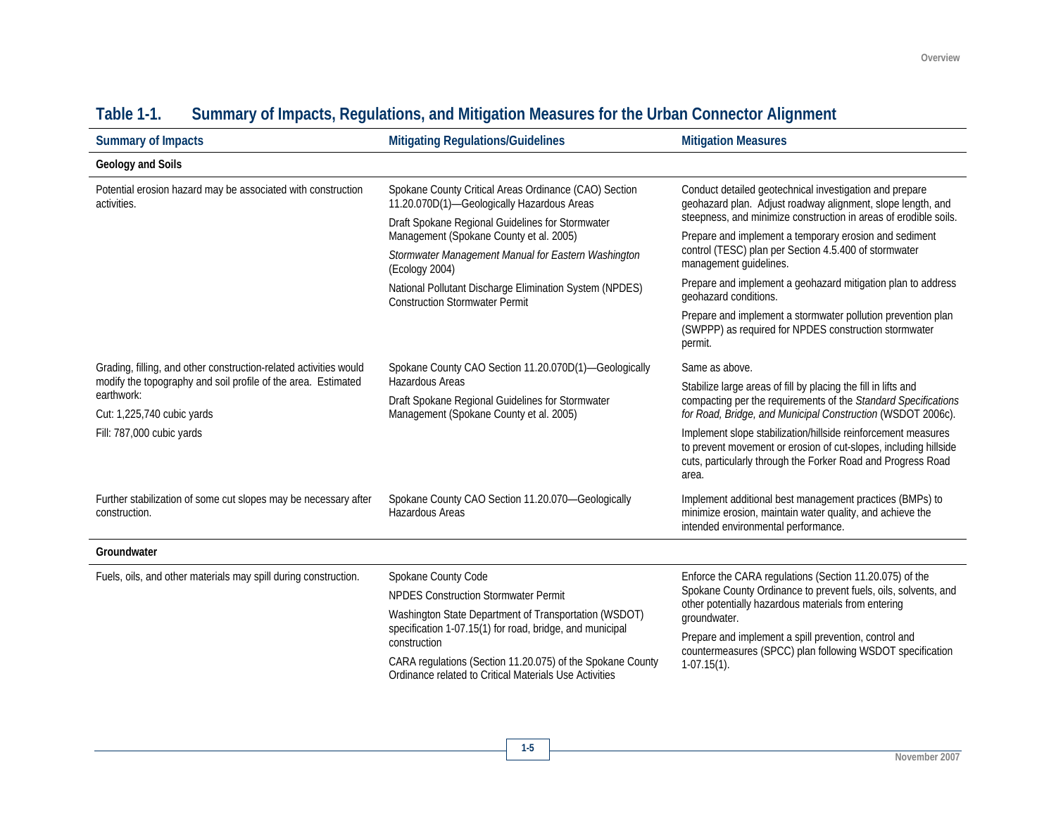### Table 1-1. Summary of Impacts, Regulations, and Mitigation Measures for the Urban Connector Alignment

| Summary of Impacts | Mitigating Regulations/Guidelines | Mitigation Measures |
|---|---|---|
| **Geology and Soils** | | |
| Potential erosion hazard may be associated with construction activities. | Spokane County Critical Areas Ordinance (CAO) Section 11.20.070D(1)—Geologically Hazardous Areas<br><br>Draft Spokane Regional Guidelines for Stormwater Management (Spokane County et al. 2005)<br><br>*Stormwater Management Manual for Eastern Washington* (Ecology 2004)<br><br>National Pollutant Discharge Elimination System (NPDES) Construction Stormwater Permit | Conduct detailed geotechnical investigation and prepare geohazard plan. Adjust roadway alignment, slope length, and steepness, and minimize construction in areas of erodible soils.<br><br>Prepare and implement a temporary erosion and sediment control (TESC) plan per Section 4.5.400 of stormwater management guidelines.<br><br>Prepare and implement a geohazard mitigation plan to address geohazard conditions.<br><br>Prepare and implement a stormwater pollution prevention plan (SWPPP) as required for NPDES construction stormwater permit. |
| Grading, filling, and other construction-related activities would modify the topography and soil profile of the area. Estimated earthwork:<br><br>Cut: 1,225,740 cubic yards<br><br>Fill: 787,000 cubic yards | Spokane County CAO Section 11.20.070D(1)—Geologically Hazardous Areas<br><br>Draft Spokane Regional Guidelines for Stormwater Management (Spokane County et al. 2005) | Same as above.<br><br>Stabilize large areas of fill by placing the fill in lifts and compacting per the requirements of the *Standard Specifications for Road, Bridge, and Municipal Construction* (WSDOT 2006c).<br><br>Implement slope stabilization/hillside reinforcement measures to prevent movement or erosion of cut-slopes, including hillside cuts, particularly through the Forker Road and Progress Road area. |
| Further stabilization of some cut slopes may be necessary after construction. | Spokane County CAO Section 11.20.070—Geologically Hazardous Areas | Implement additional best management practices (BMPs) to minimize erosion, maintain water quality, and achieve the intended environmental performance. |
| **Groundwater** | | |
| Fuels, oils, and other materials may spill during construction. | Spokane County Code<br><br>NPDES Construction Stormwater Permit<br><br>Washington State Department of Transportation (WSDOT) specification 1-07.15(1) for road, bridge, and municipal construction<br><br>CARA regulations (Section 11.20.075) of the Spokane County Ordinance related to Critical Materials Use Activities | Enforce the CARA regulations (Section 11.20.075) of the Spokane County Ordinance to prevent fuels, oils, solvents, and other potentially hazardous materials from entering groundwater.<br><br>Prepare and implement a spill prevention, control and countermeasures (SPCC) plan following WSDOT specification 1-07.15(1). |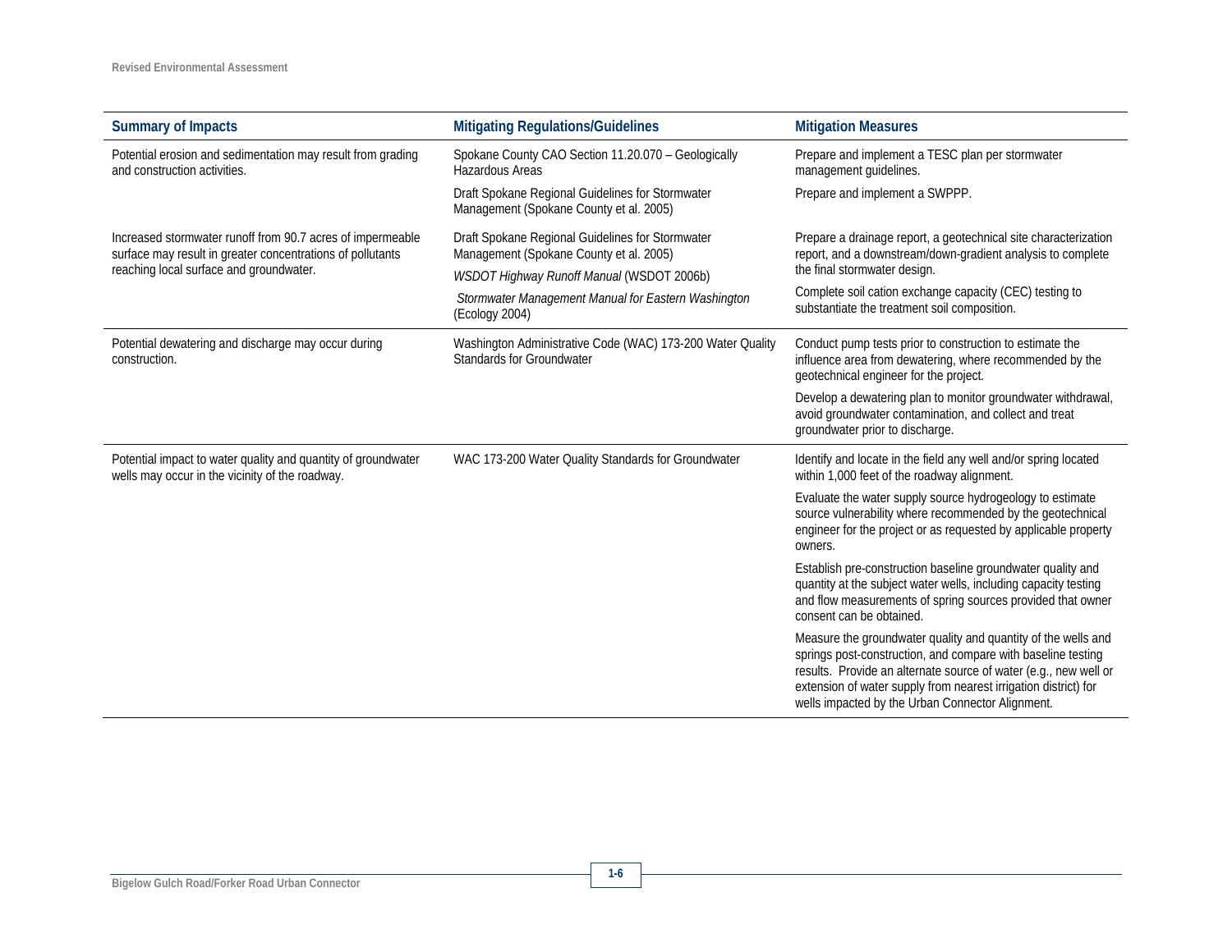| Summary of Impacts | Mitigating Regulations/Guidelines | Mitigation Measures |
|---|---|---|
| Potential erosion and sedimentation may result from grading and construction activities. | Spokane County CAO Section 11.20.070 – Geologically Hazardous Areas | Prepare and implement a TESC plan per stormwater management guidelines. |
| | Draft Spokane Regional Guidelines for Stormwater Management (Spokane County et al. 2005) | Prepare and implement a SWPPP. |
| Increased stormwater runoff from 90.7 acres of impermeable surface may result in greater concentrations of pollutants reaching local surface and groundwater. | Draft Spokane Regional Guidelines for Stormwater Management (Spokane County et al. 2005)<br>*WSDOT Highway Runoff Manual* (WSDOT 2006b) | Prepare a drainage report, a geotechnical site characterization report, and a downstream/down-gradient analysis to complete the final stormwater design. |
| | *Stormwater Management Manual for Eastern Washington* (Ecology 2004) | Complete soil cation exchange capacity (CEC) testing to substantiate the treatment soil composition. |
| Potential dewatering and discharge may occur during construction. | Washington Administrative Code (WAC) 173-200 Water Quality Standards for Groundwater | Conduct pump tests prior to construction to estimate the influence area from dewatering, where recommended by the geotechnical engineer for the project. |
| | | Develop a dewatering plan to monitor groundwater withdrawal, avoid groundwater contamination, and collect and treat groundwater prior to discharge. |
| Potential impact to water quality and quantity of groundwater wells may occur in the vicinity of the roadway. | WAC 173-200 Water Quality Standards for Groundwater | Identify and locate in the field any well and/or spring located within 1,000 feet of the roadway alignment. |
| | | Evaluate the water supply source hydrogeology to estimate source vulnerability where recommended by the geotechnical engineer for the project or as requested by applicable property owners. |
| | | Establish pre-construction baseline groundwater quality and quantity at the subject water wells, including capacity testing and flow measurements of spring sources provided that owner consent can be obtained. |
| | | Measure the groundwater quality and quantity of the wells and springs post-construction, and compare with baseline testing results. Provide an alternate source of water (e.g., new well or extension of water supply from nearest irrigation district) for wells impacted by the Urban Connector Alignment. |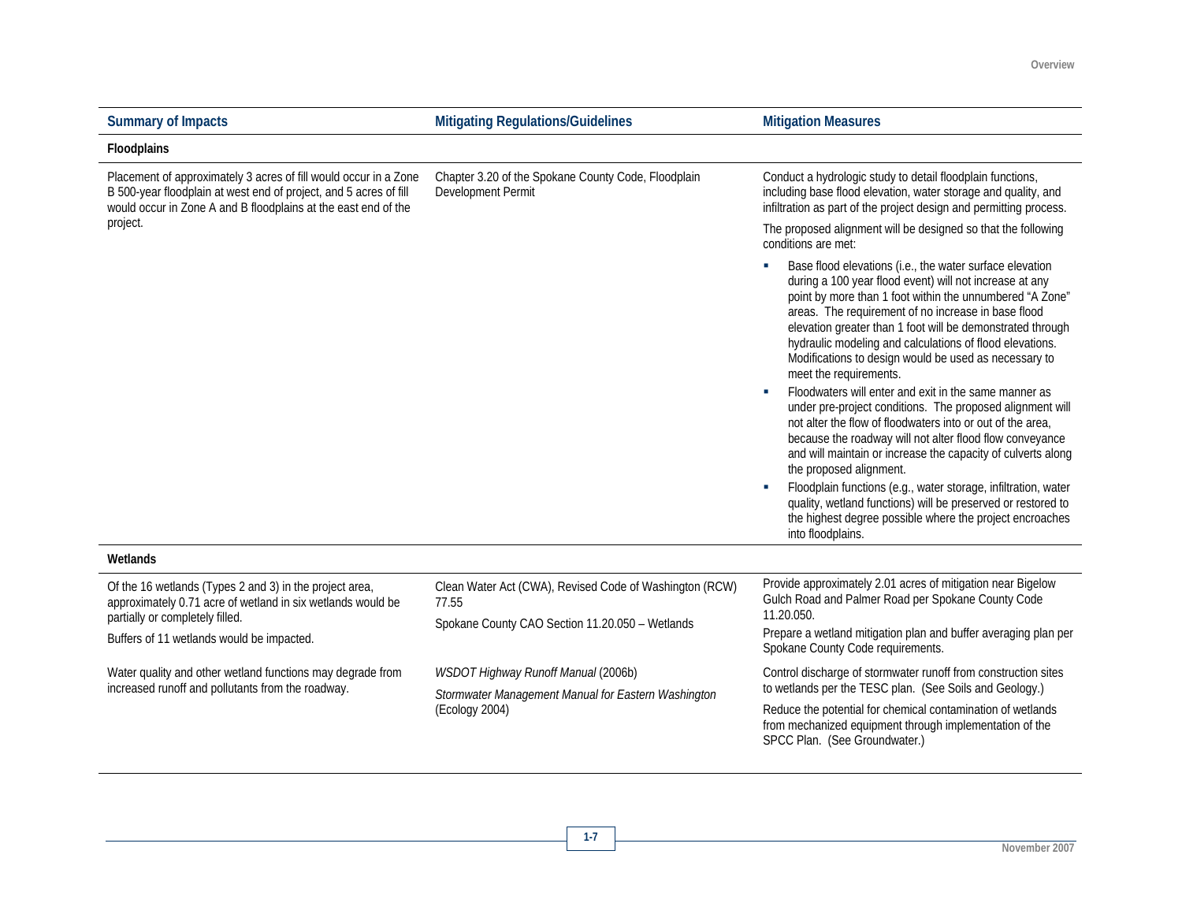| Summary of Impacts | Mitigating Regulations/Guidelines | Mitigation Measures |
|---|---|---|
| **Floodplains** | | |
| Placement of approximately 3 acres of fill would occur in a Zone B 500-year floodplain at west end of project, and 5 acres of fill would occur in Zone A and B floodplains at the east end of the project. | Chapter 3.20 of the Spokane County Code, Floodplain Development Permit | Conduct a hydrologic study to detail floodplain functions, including base flood elevation, water storage and quality, and infiltration as part of the project design and permitting process.<br><br>The proposed alignment will be designed so that the following conditions are met:<br><br>▪ Base flood elevations (i.e., the water surface elevation during a 100 year flood event) will not increase at any point by more than 1 foot within the unnumbered "A Zone" areas. The requirement of no increase in base flood elevation greater than 1 foot will be demonstrated through hydraulic modeling and calculations of flood elevations. Modifications to design would be used as necessary to meet the requirements.<br>▪ Floodwaters will enter and exit in the same manner as under pre-project conditions. The proposed alignment will not alter the flow of floodwaters into or out of the area, because the roadway will not alter flood flow conveyance and will maintain or increase the capacity of culverts along the proposed alignment.<br>▪ Floodplain functions (e.g., water storage, infiltration, water quality, wetland functions) will be preserved or restored to the highest degree possible where the project encroaches into floodplains. |
| **Wetlands** | | |
| Of the 16 wetlands (Types 2 and 3) in the project area, approximately 0.71 acre of wetland in six wetlands would be partially or completely filled.<br><br>Buffers of 11 wetlands would be impacted. | Clean Water Act (CWA), Revised Code of Washington (RCW) 77.55<br><br>Spokane County CAO Section 11.20.050 – Wetlands | Provide approximately 2.01 acres of mitigation near Bigelow Gulch Road and Palmer Road per Spokane County Code 11.20.050.<br><br>Prepare a wetland mitigation plan and buffer averaging plan per Spokane County Code requirements. |
| Water quality and other wetland functions may degrade from increased runoff and pollutants from the roadway. | *WSDOT Highway Runoff Manual* (2006b)<br><br>*Stormwater Management Manual for Eastern Washington* (Ecology 2004) | Control discharge of stormwater runoff from construction sites to wetlands per the TESC plan. (See Soils and Geology.)<br><br>Reduce the potential for chemical contamination of wetlands from mechanized equipment through implementation of the SPCC Plan. (See Groundwater.) |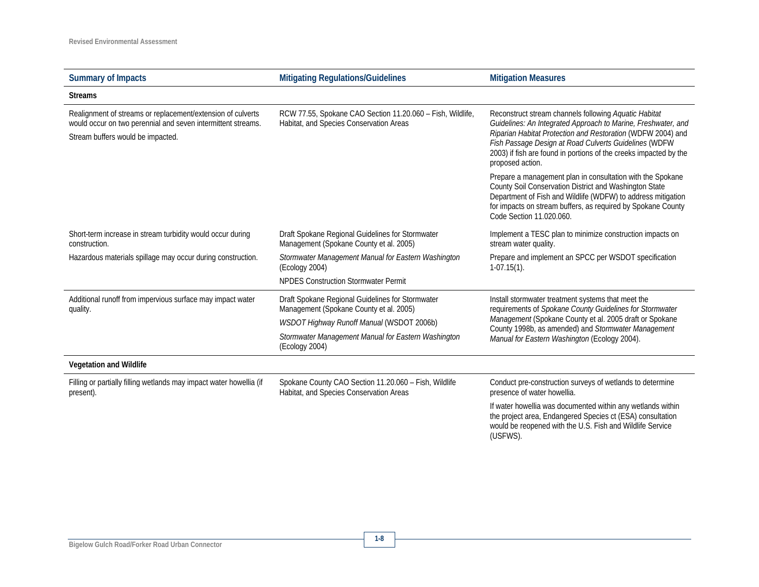| Summary of Impacts | Mitigating Regulations/Guidelines | Mitigation Measures |
|---|---|---|
| **Streams** | | |
| Realignment of streams or replacement/extension of culverts would occur on two perennial and seven intermittent streams.<br><br>Stream buffers would be impacted. | RCW 77.55, Spokane CAO Section 11.20.060 – Fish, Wildlife, Habitat, and Species Conservation Areas | Reconstruct stream channels following *Aquatic Habitat Guidelines: An Integrated Approach to Marine, Freshwater, and Riparian Habitat Protection and Restoration* (WDFW 2004) and *Fish Passage Design at Road Culverts Guidelines* (WDFW 2003) if fish are found in portions of the creeks impacted by the proposed action.<br><br>Prepare a management plan in consultation with the Spokane County Soil Conservation District and Washington State Department of Fish and Wildlife (WDFW) to address mitigation for impacts on stream buffers, as required by Spokane County Code Section 11.020.060. |
| Short-term increase in stream turbidity would occur during construction.<br><br>Hazardous materials spillage may occur during construction. | Draft Spokane Regional Guidelines for Stormwater Management (Spokane County et al. 2005)<br><br>*Stormwater Management Manual for Eastern Washington* (Ecology 2004)<br><br>NPDES Construction Stormwater Permit | Implement a TESC plan to minimize construction impacts on stream water quality.<br><br>Prepare and implement an SPCC per WSDOT specification 1-07.15(1). |
| Additional runoff from impervious surface may impact water quality. | Draft Spokane Regional Guidelines for Stormwater Management (Spokane County et al. 2005)<br><br>*WSDOT Highway Runoff Manual* (WSDOT 2006b)<br><br>*Stormwater Management Manual for Eastern Washington* (Ecology 2004) | Install stormwater treatment systems that meet the requirements of *Spokane County Guidelines for Stormwater Management* (Spokane County et al. 2005 draft or Spokane County 1998b, as amended) and *Stormwater Management Manual for Eastern Washington* (Ecology 2004). |
| **Vegetation and Wildlife** | | |
| Filling or partially filling wetlands may impact water howellia (if present). | Spokane County CAO Section 11.20.060 – Fish, Wildlife Habitat, and Species Conservation Areas | Conduct pre-construction surveys of wetlands to determine presence of water howellia.<br><br>If water howellia was documented within any wetlands within the project area, Endangered Species ct (ESA) consultation would be reopened with the U.S. Fish and Wildlife Service (USFWS). |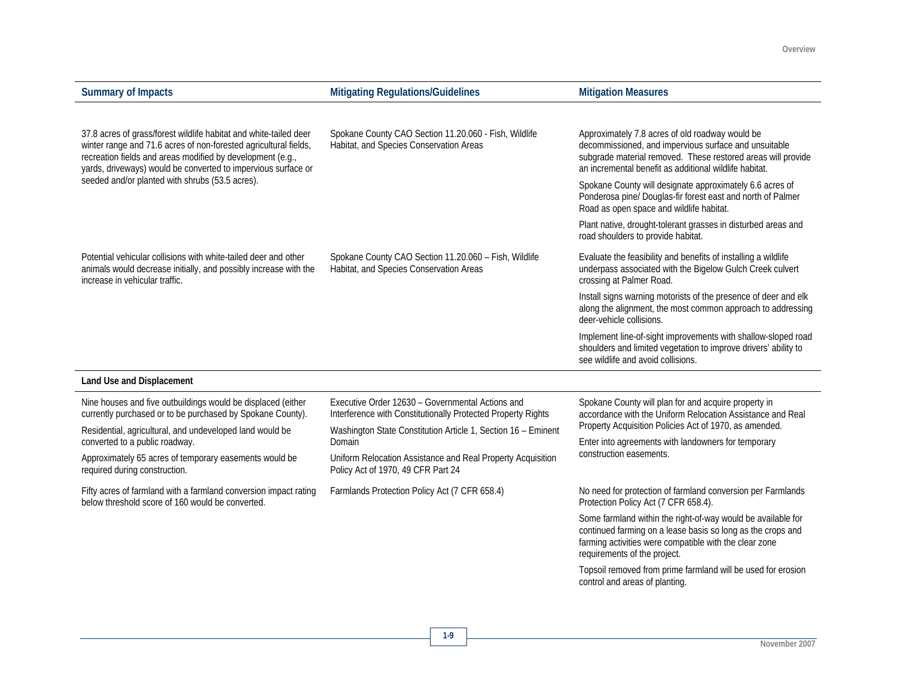| Summary of Impacts | Mitigating Regulations/Guidelines | Mitigation Measures |
|---|---|---|
| 37.8 acres of grass/forest wildlife habitat and white-tailed deer winter range and 71.6 acres of non-forested agricultural fields, recreation fields and areas modified by development (e.g., yards, driveways) would be converted to impervious surface or seeded and/or planted with shrubs (53.5 acres). | Spokane County CAO Section 11.20.060 - Fish, Wildlife Habitat, and Species Conservation Areas | Approximately 7.8 acres of old roadway would be decommissioned, and impervious surface and unsuitable subgrade material removed. These restored areas will provide an incremental benefit as additional wildlife habitat.<br><br>Spokane County will designate approximately 6.6 acres of Ponderosa pine/ Douglas-fir forest east and north of Palmer Road as open space and wildlife habitat.<br><br>Plant native, drought-tolerant grasses in disturbed areas and road shoulders to provide habitat. |
| Potential vehicular collisions with white-tailed deer and other animals would decrease initially, and possibly increase with the increase in vehicular traffic. | Spokane County CAO Section 11.20.060 – Fish, Wildlife Habitat, and Species Conservation Areas | Evaluate the feasibility and benefits of installing a wildlife underpass associated with the Bigelow Gulch Creek culvert crossing at Palmer Road.<br><br>Install signs warning motorists of the presence of deer and elk along the alignment, the most common approach to addressing deer-vehicle collisions.<br><br>Implement line-of-sight improvements with shallow-sloped road shoulders and limited vegetation to improve drivers' ability to see wildlife and avoid collisions. |
| **Land Use and Displacement** | | |
| Nine houses and five outbuildings would be displaced (either currently purchased or to be purchased by Spokane County).<br><br>Residential, agricultural, and undeveloped land would be converted to a public roadway.<br><br>Approximately 65 acres of temporary easements would be required during construction. | Executive Order 12630 – Governmental Actions and Interference with Constitutionally Protected Property Rights<br><br>Washington State Constitution Article 1, Section 16 – Eminent Domain<br><br>Uniform Relocation Assistance and Real Property Acquisition Policy Act of 1970, 49 CFR Part 24 | Spokane County will plan for and acquire property in accordance with the Uniform Relocation Assistance and Real Property Acquisition Policies Act of 1970, as amended.<br><br>Enter into agreements with landowners for temporary construction easements. |
| Fifty acres of farmland with a farmland conversion impact rating below threshold score of 160 would be converted. | Farmlands Protection Policy Act (7 CFR 658.4) | No need for protection of farmland conversion per Farmlands Protection Policy Act (7 CFR 658.4).<br><br>Some farmland within the right-of-way would be available for continued farming on a lease basis so long as the crops and farming activities were compatible with the clear zone requirements of the project.<br><br>Topsoil removed from prime farmland will be used for erosion control and areas of planting. |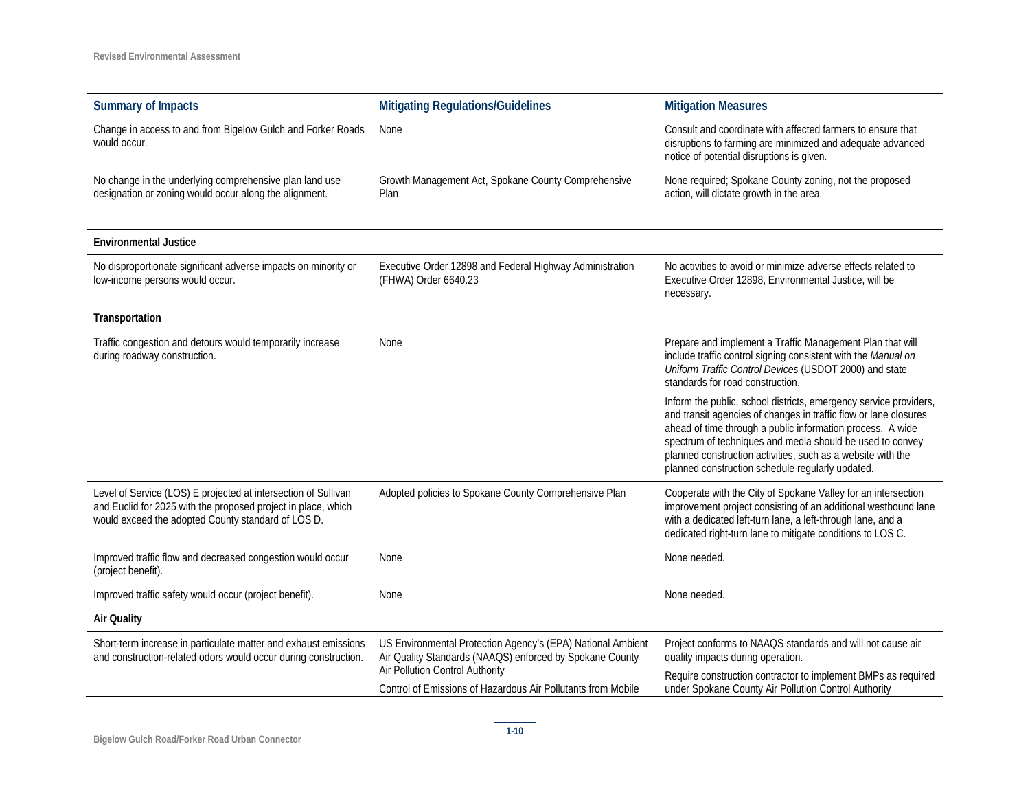| Summary of Impacts | Mitigating Regulations/Guidelines | Mitigation Measures |
|---|---|---|
| Change in access to and from Bigelow Gulch and Forker Roads would occur. | None | Consult and coordinate with affected farmers to ensure that disruptions to farming are minimized and adequate advanced notice of potential disruptions is given. |
| No change in the underlying comprehensive plan land use designation or zoning would occur along the alignment. | Growth Management Act, Spokane County Comprehensive Plan | None required; Spokane County zoning, not the proposed action, will dictate growth in the area. |
| **Environmental Justice** | | |
| No disproportionate significant adverse impacts on minority or low-income persons would occur. | Executive Order 12898 and Federal Highway Administration (FHWA) Order 6640.23 | No activities to avoid or minimize adverse effects related to Executive Order 12898, Environmental Justice, will be necessary. |
| **Transportation** | | |
| Traffic congestion and detours would temporarily increase during roadway construction. | None | Prepare and implement a Traffic Management Plan that will include traffic control signing consistent with the *Manual on Uniform Traffic Control Devices* (USDOT 2000) and state standards for road construction.<br><br>Inform the public, school districts, emergency service providers, and transit agencies of changes in traffic flow or lane closures ahead of time through a public information process. A wide spectrum of techniques and media should be used to convey planned construction activities, such as a website with the planned construction schedule regularly updated. |
| Level of Service (LOS) E projected at intersection of Sullivan and Euclid for 2025 with the proposed project in place, which would exceed the adopted County standard of LOS D. | Adopted policies to Spokane County Comprehensive Plan | Cooperate with the City of Spokane Valley for an intersection improvement project consisting of an additional westbound lane with a dedicated left-turn lane, a left-through lane, and a dedicated right-turn lane to mitigate conditions to LOS C. |
| Improved traffic flow and decreased congestion would occur (project benefit). | None | None needed. |
| Improved traffic safety would occur (project benefit). | None | None needed. |
| **Air Quality** | | |
| Short-term increase in particulate matter and exhaust emissions and construction-related odors would occur during construction. | US Environmental Protection Agency's (EPA) National Ambient Air Quality Standards (NAAQS) enforced by Spokane County Air Pollution Control Authority<br><br>Control of Emissions of Hazardous Air Pollutants from Mobile | Project conforms to NAAQS standards and will not cause air quality impacts during operation.<br><br>Require construction contractor to implement BMPs as required under Spokane County Air Pollution Control Authority |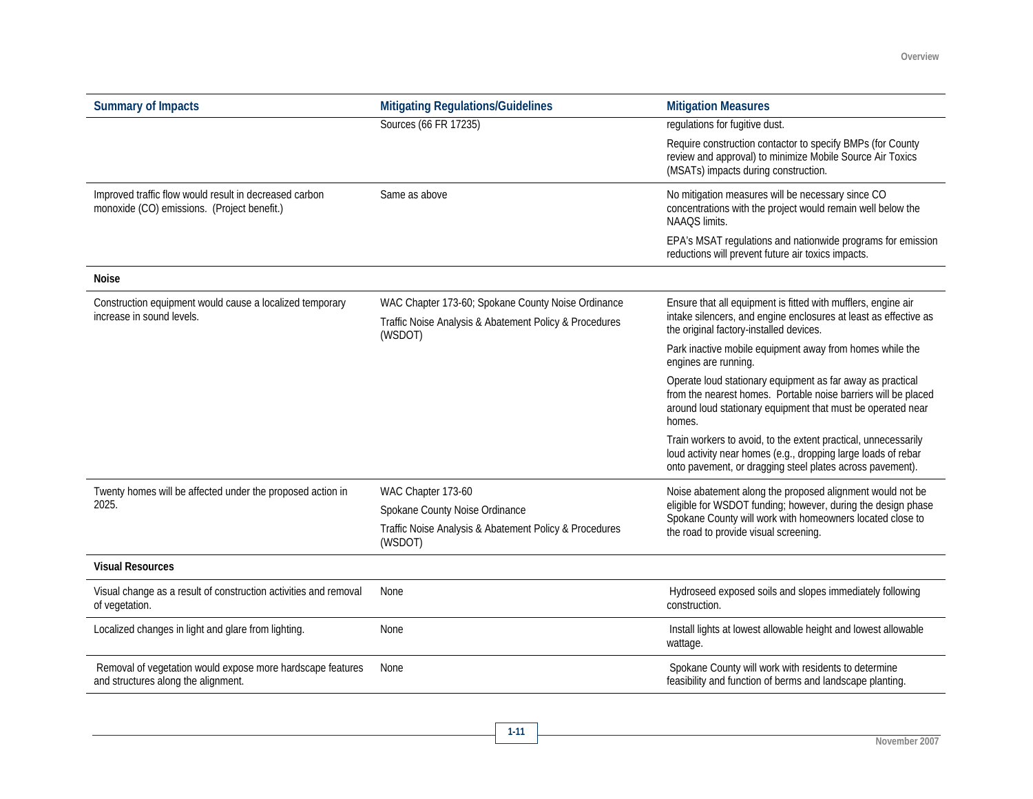| Summary of Impacts | Mitigating Regulations/Guidelines | Mitigation Measures |
|---|---|---|
| | Sources (66 FR 17235) | regulations for fugitive dust.<br><br>Require construction contactor to specify BMPs (for County review and approval) to minimize Mobile Source Air Toxics (MSATs) impacts during construction. |
| Improved traffic flow would result in decreased carbon monoxide (CO) emissions. (Project benefit.) | Same as above | No mitigation measures will be necessary since CO concentrations with the project would remain well below the NAAQS limits.<br><br>EPA's MSAT regulations and nationwide programs for emission reductions will prevent future air toxics impacts. |
| **Noise** | | |
| Construction equipment would cause a localized temporary increase in sound levels. | WAC Chapter 173-60; Spokane County Noise Ordinance<br><br>Traffic Noise Analysis & Abatement Policy & Procedures (WSDOT) | Ensure that all equipment is fitted with mufflers, engine air intake silencers, and engine enclosures at least as effective as the original factory-installed devices.<br><br>Park inactive mobile equipment away from homes while the engines are running.<br><br>Operate loud stationary equipment as far away as practical from the nearest homes. Portable noise barriers will be placed around loud stationary equipment that must be operated near homes.<br><br>Train workers to avoid, to the extent practical, unnecessarily loud activity near homes (e.g., dropping large loads of rebar onto pavement, or dragging steel plates across pavement). |
| Twenty homes will be affected under the proposed action in 2025. | WAC Chapter 173-60<br><br>Spokane County Noise Ordinance<br><br>Traffic Noise Analysis & Abatement Policy & Procedures (WSDOT) | Noise abatement along the proposed alignment would not be eligible for WSDOT funding; however, during the design phase Spokane County will work with homeowners located close to the road to provide visual screening. |
| **Visual Resources** | | |
| Visual change as a result of construction activities and removal of vegetation. | None | Hydroseed exposed soils and slopes immediately following construction. |
| Localized changes in light and glare from lighting. | None | Install lights at lowest allowable height and lowest allowable wattage. |
| Removal of vegetation would expose more hardscape features and structures along the alignment. | None | Spokane County will work with residents to determine feasibility and function of berms and landscape planting. |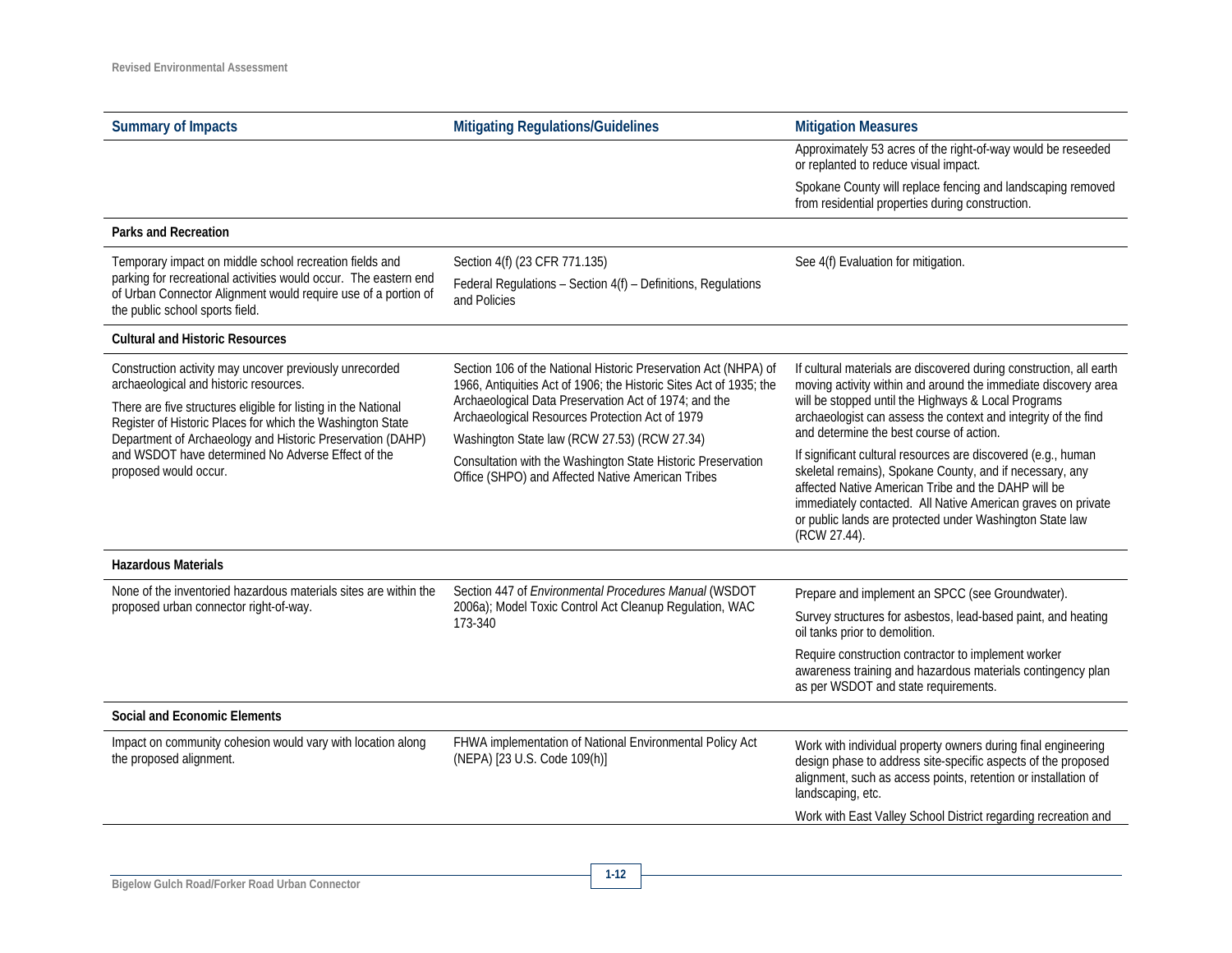| Summary of Impacts | Mitigating Regulations/Guidelines | Mitigation Measures |
|---|---|---|
| | | Approximately 53 acres of the right-of-way would be reseeded or replanted to reduce visual impact.<br><br>Spokane County will replace fencing and landscaping removed from residential properties during construction. |
| **Parks and Recreation** | | |
| Temporary impact on middle school recreation fields and parking for recreational activities would occur. The eastern end of Urban Connector Alignment would require use of a portion of the public school sports field. | Section 4(f) (23 CFR 771.135)<br><br>Federal Regulations – Section 4(f) – Definitions, Regulations and Policies | See 4(f) Evaluation for mitigation. |
| **Cultural and Historic Resources** | | |
| Construction activity may uncover previously unrecorded archaeological and historic resources.<br><br>There are five structures eligible for listing in the National Register of Historic Places for which the Washington State Department of Archaeology and Historic Preservation (DAHP) and WSDOT have determined No Adverse Effect of the proposed would occur. | Section 106 of the National Historic Preservation Act (NHPA) of 1966, Antiquities Act of 1906; the Historic Sites Act of 1935; the Archaeological Data Preservation Act of 1974; and the Archaeological Resources Protection Act of 1979<br><br>Washington State law (RCW 27.53) (RCW 27.34)<br><br>Consultation with the Washington State Historic Preservation Office (SHPO) and Affected Native American Tribes | If cultural materials are discovered during construction, all earth moving activity within and around the immediate discovery area will be stopped until the Highways & Local Programs archaeologist can assess the context and integrity of the find and determine the best course of action.<br><br>If significant cultural resources are discovered (e.g., human skeletal remains), Spokane County, and if necessary, any affected Native American Tribe and the DAHP will be immediately contacted. All Native American graves on private or public lands are protected under Washington State law (RCW 27.44). |
| **Hazardous Materials** | | |
| None of the inventoried hazardous materials sites are within the proposed urban connector right-of-way. | Section 447 of *Environmental Procedures Manual* (WSDOT 2006a); Model Toxic Control Act Cleanup Regulation, WAC 173-340 | Prepare and implement an SPCC (see Groundwater).<br><br>Survey structures for asbestos, lead-based paint, and heating oil tanks prior to demolition.<br><br>Require construction contractor to implement worker awareness training and hazardous materials contingency plan as per WSDOT and state requirements. |
| **Social and Economic Elements** | | |
| Impact on community cohesion would vary with location along the proposed alignment. | FHWA implementation of National Environmental Policy Act (NEPA) [23 U.S. Code 109(h)] | Work with individual property owners during final engineering design phase to address site-specific aspects of the proposed alignment, such as access points, retention or installation of landscaping, etc.<br><br>Work with East Valley School District regarding recreation and |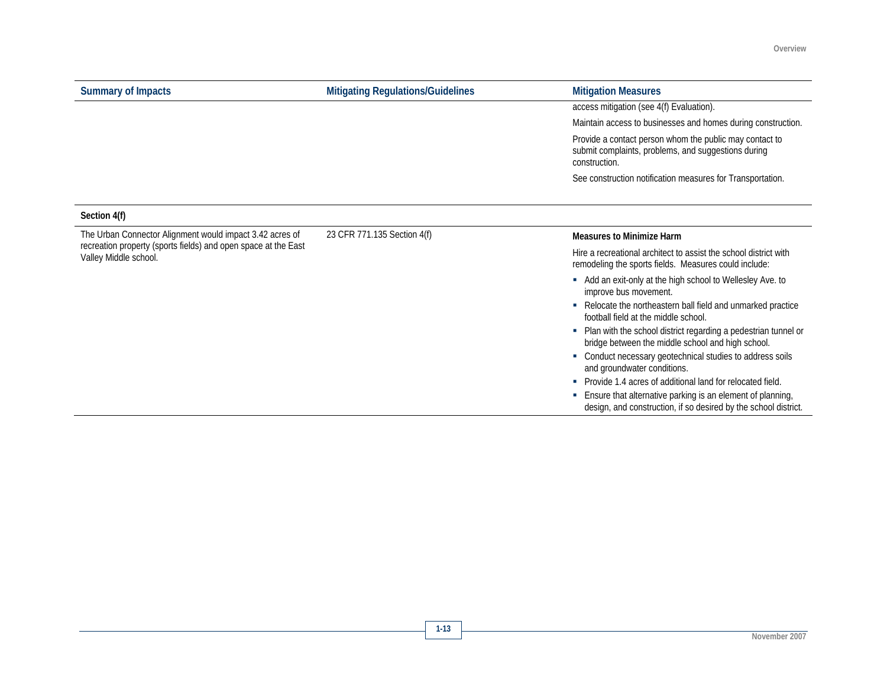| Summary of Impacts | Mitigating Regulations/Guidelines | Mitigation Measures |
|---|---|---|
| | | access mitigation (see 4(f) Evaluation).<br><br>Maintain access to businesses and homes during construction.<br><br>Provide a contact person whom the public may contact to submit complaints, problems, and suggestions during construction.<br><br>See construction notification measures for Transportation. |
| **Section 4(f)** | | |
| The Urban Connector Alignment would impact 3.42 acres of recreation property (sports fields) and open space at the East Valley Middle school. | 23 CFR 771.135 Section 4(f) | **Measures to Minimize Harm**<br><br>Hire a recreational architect to assist the school district with remodeling the sports fields. Measures could include:<br><br>▪ Add an exit-only at the high school to Wellesley Ave. to improve bus movement.<br>▪ Relocate the northeastern ball field and unmarked practice football field at the middle school.<br>▪ Plan with the school district regarding a pedestrian tunnel or bridge between the middle school and high school.<br>▪ Conduct necessary geotechnical studies to address soils and groundwater conditions.<br>▪ Provide 1.4 acres of additional land for relocated field.<br>▪ Ensure that alternative parking is an element of planning, design, and construction, if so desired by the school district. |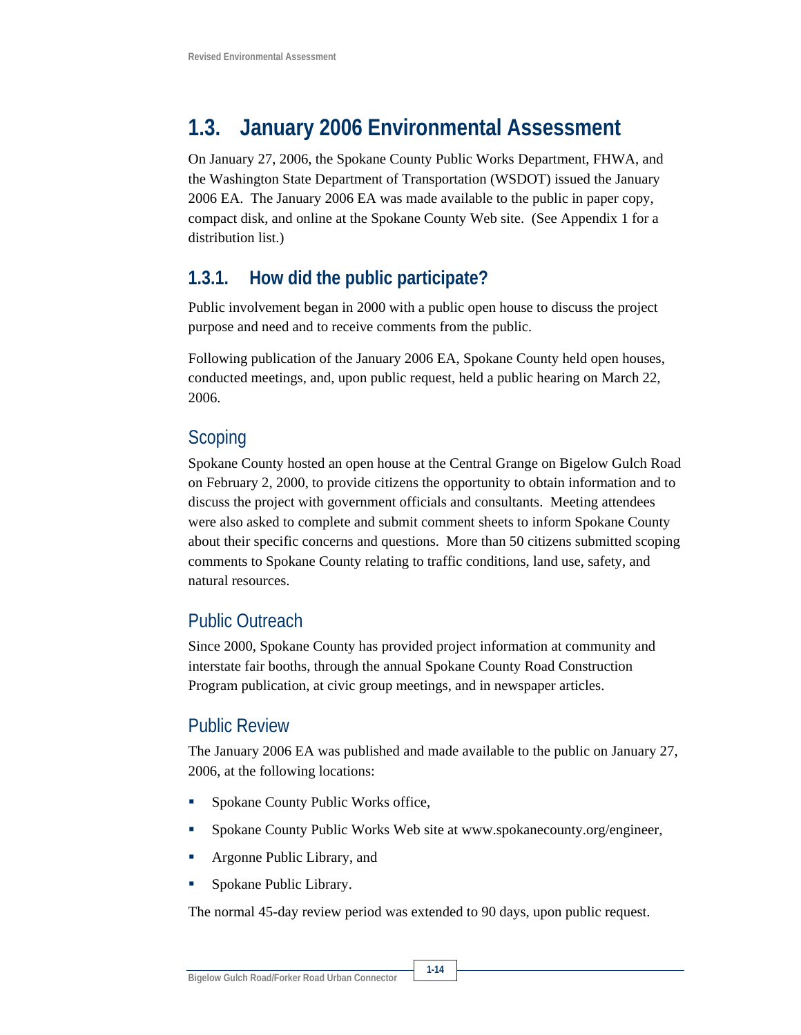## 1.3. January 2006 Environmental Assessment

On January 27, 2006, the Spokane County Public Works Department, FHWA, and the Washington State Department of Transportation (WSDOT) issued the January 2006 EA. The January 2006 EA was made available to the public in paper copy, compact disk, and online at the Spokane County Web site. (See Appendix 1 for a distribution list.)

### 1.3.1. How did the public participate?

Public involvement began in 2000 with a public open house to discuss the project purpose and need and to receive comments from the public.

Following publication of the January 2006 EA, Spokane County held open houses, conducted meetings, and, upon public request, held a public hearing on March 22, 2006.

#### Scoping

Spokane County hosted an open house at the Central Grange on Bigelow Gulch Road on February 2, 2000, to provide citizens the opportunity to obtain information and to discuss the project with government officials and consultants. Meeting attendees were also asked to complete and submit comment sheets to inform Spokane County about their specific concerns and questions. More than 50 citizens submitted scoping comments to Spokane County relating to traffic conditions, land use, safety, and natural resources.

#### Public Outreach

Since 2000, Spokane County has provided project information at community and interstate fair booths, through the annual Spokane County Road Construction Program publication, at civic group meetings, and in newspaper articles.

#### Public Review

The January 2006 EA was published and made available to the public on January 27, 2006, at the following locations:

- Spokane County Public Works office,
- Spokane County Public Works Web site at www.spokanecounty.org/engineer,
- Argonne Public Library, and
- Spokane Public Library.

The normal 45-day review period was extended to 90 days, upon public request.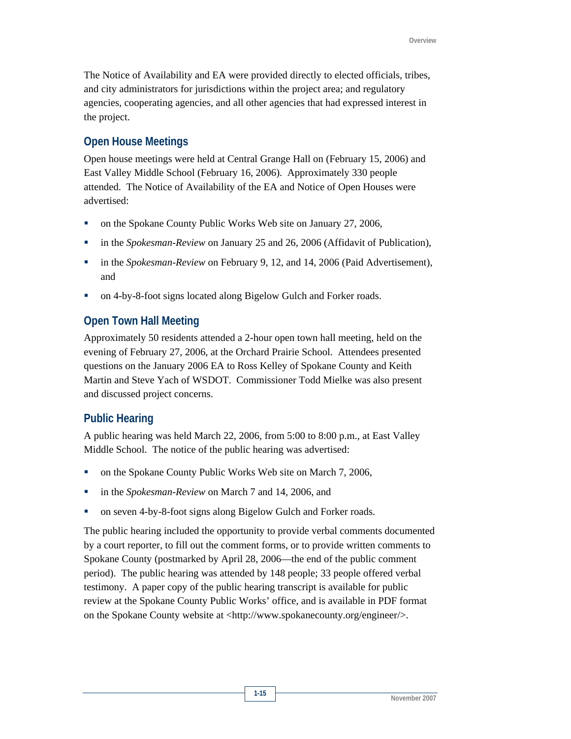The Notice of Availability and EA were provided directly to elected officials, tribes, and city administrators for jurisdictions within the project area; and regulatory agencies, cooperating agencies, and all other agencies that had expressed interest in the project.

### Open House Meetings

Open house meetings were held at Central Grange Hall on (February 15, 2006) and East Valley Middle School (February 16, 2006). Approximately 330 people attended. The Notice of Availability of the EA and Notice of Open Houses were advertised:

- on the Spokane County Public Works Web site on January 27, 2006,
- in the *Spokesman-Review* on January 25 and 26, 2006 (Affidavit of Publication),
- in the *Spokesman-Review* on February 9, 12, and 14, 2006 (Paid Advertisement), and
- on 4-by-8-foot signs located along Bigelow Gulch and Forker roads.

### Open Town Hall Meeting

Approximately 50 residents attended a 2-hour open town hall meeting, held on the evening of February 27, 2006, at the Orchard Prairie School. Attendees presented questions on the January 2006 EA to Ross Kelley of Spokane County and Keith Martin and Steve Yach of WSDOT. Commissioner Todd Mielke was also present and discussed project concerns.

### Public Hearing

A public hearing was held March 22, 2006, from 5:00 to 8:00 p.m., at East Valley Middle School. The notice of the public hearing was advertised:

- on the Spokane County Public Works Web site on March 7, 2006,
- in the *Spokesman-Review* on March 7 and 14, 2006, and
- on seven 4-by-8-foot signs along Bigelow Gulch and Forker roads.

The public hearing included the opportunity to provide verbal comments documented by a court reporter, to fill out the comment forms, or to provide written comments to Spokane County (postmarked by April 28, 2006—the end of the public comment period). The public hearing was attended by 148 people; 33 people offered verbal testimony. A paper copy of the public hearing transcript is available for public review at the Spokane County Public Works' office, and is available in PDF format on the Spokane County website at <http://www.spokanecounty.org/engineer/>.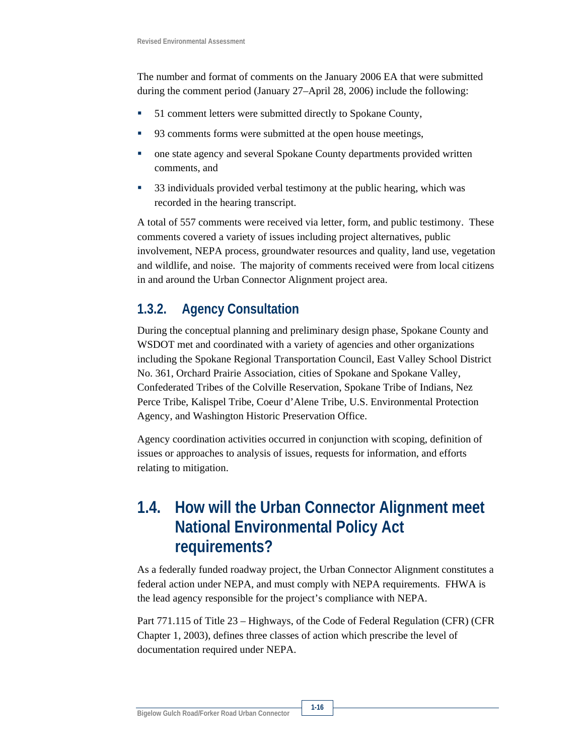The number and format of comments on the January 2006 EA that were submitted during the comment period (January 27–April 28, 2006) include the following:

- 51 comment letters were submitted directly to Spokane County,
- 93 comments forms were submitted at the open house meetings,
- one state agency and several Spokane County departments provided written comments, and
- 33 individuals provided verbal testimony at the public hearing, which was recorded in the hearing transcript.

A total of 557 comments were received via letter, form, and public testimony. These comments covered a variety of issues including project alternatives, public involvement, NEPA process, groundwater resources and quality, land use, vegetation and wildlife, and noise. The majority of comments received were from local citizens in and around the Urban Connector Alignment project area.

### 1.3.2. Agency Consultation

During the conceptual planning and preliminary design phase, Spokane County and WSDOT met and coordinated with a variety of agencies and other organizations including the Spokane Regional Transportation Council, East Valley School District No. 361, Orchard Prairie Association, cities of Spokane and Spokane Valley, Confederated Tribes of the Colville Reservation, Spokane Tribe of Indians, Nez Perce Tribe, Kalispel Tribe, Coeur d'Alene Tribe, U.S. Environmental Protection Agency, and Washington Historic Preservation Office.

Agency coordination activities occurred in conjunction with scoping, definition of issues or approaches to analysis of issues, requests for information, and efforts relating to mitigation.

## 1.4. How will the Urban Connector Alignment meet National Environmental Policy Act requirements?

As a federally funded roadway project, the Urban Connector Alignment constitutes a federal action under NEPA, and must comply with NEPA requirements. FHWA is the lead agency responsible for the project's compliance with NEPA.

Part 771.115 of Title 23 – Highways, of the Code of Federal Regulation (CFR) (CFR Chapter 1, 2003), defines three classes of action which prescribe the level of documentation required under NEPA.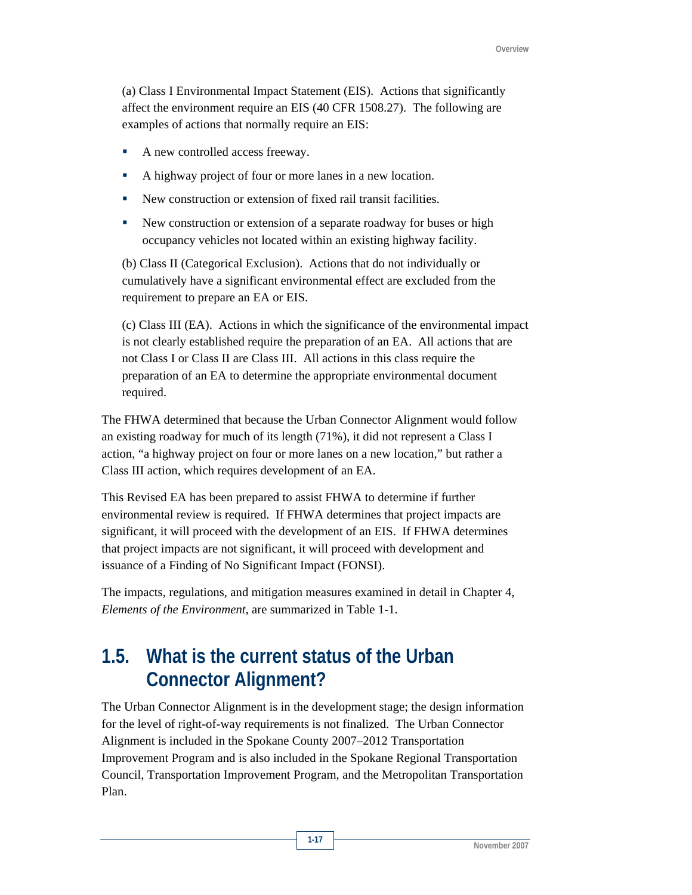(a) Class I Environmental Impact Statement (EIS). Actions that significantly affect the environment require an EIS (40 CFR 1508.27). The following are examples of actions that normally require an EIS:

- A new controlled access freeway.
- A highway project of four or more lanes in a new location.
- New construction or extension of fixed rail transit facilities.
- New construction or extension of a separate roadway for buses or high occupancy vehicles not located within an existing highway facility.

(b) Class II (Categorical Exclusion). Actions that do not individually or cumulatively have a significant environmental effect are excluded from the requirement to prepare an EA or EIS.

(c) Class III (EA). Actions in which the significance of the environmental impact is not clearly established require the preparation of an EA. All actions that are not Class I or Class II are Class III. All actions in this class require the preparation of an EA to determine the appropriate environmental document required.

The FHWA determined that because the Urban Connector Alignment would follow an existing roadway for much of its length (71%), it did not represent a Class I action, "a highway project on four or more lanes on a new location," but rather a Class III action, which requires development of an EA.

This Revised EA has been prepared to assist FHWA to determine if further environmental review is required. If FHWA determines that project impacts are significant, it will proceed with the development of an EIS. If FHWA determines that project impacts are not significant, it will proceed with development and issuance of a Finding of No Significant Impact (FONSI).

The impacts, regulations, and mitigation measures examined in detail in Chapter 4, *Elements of the Environment*, are summarized in Table 1-1.

## 1.5. What is the current status of the Urban Connector Alignment?

The Urban Connector Alignment is in the development stage; the design information for the level of right-of-way requirements is not finalized. The Urban Connector Alignment is included in the Spokane County 2007–2012 Transportation Improvement Program and is also included in the Spokane Regional Transportation Council, Transportation Improvement Program, and the Metropolitan Transportation Plan.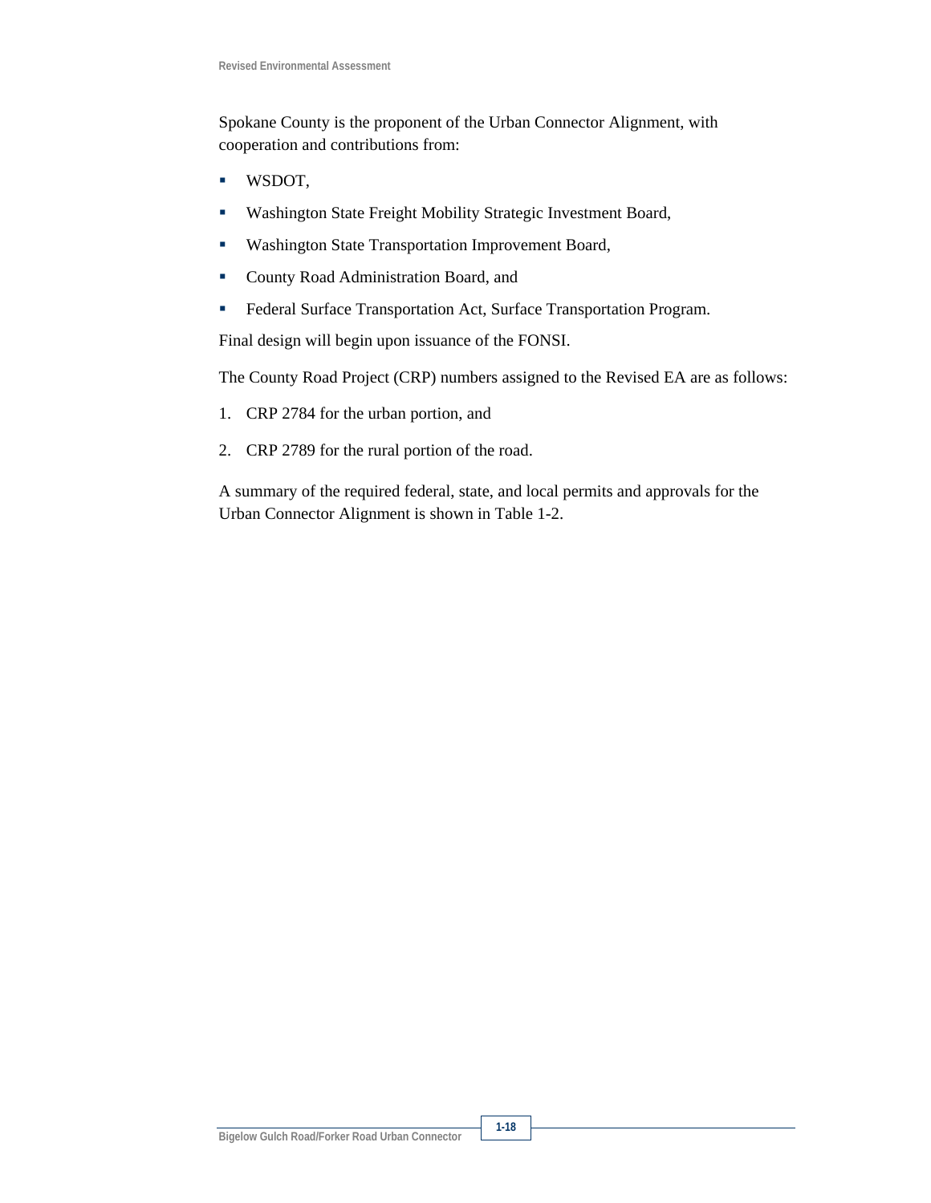Spokane County is the proponent of the Urban Connector Alignment, with cooperation and contributions from:

- WSDOT,
- Washington State Freight Mobility Strategic Investment Board,
- Washington State Transportation Improvement Board,
- County Road Administration Board, and
- Federal Surface Transportation Act, Surface Transportation Program.

Final design will begin upon issuance of the FONSI.

The County Road Project (CRP) numbers assigned to the Revised EA are as follows:

1. CRP 2784 for the urban portion, and
2. CRP 2789 for the rural portion of the road.

A summary of the required federal, state, and local permits and approvals for the Urban Connector Alignment is shown in Table 1-2.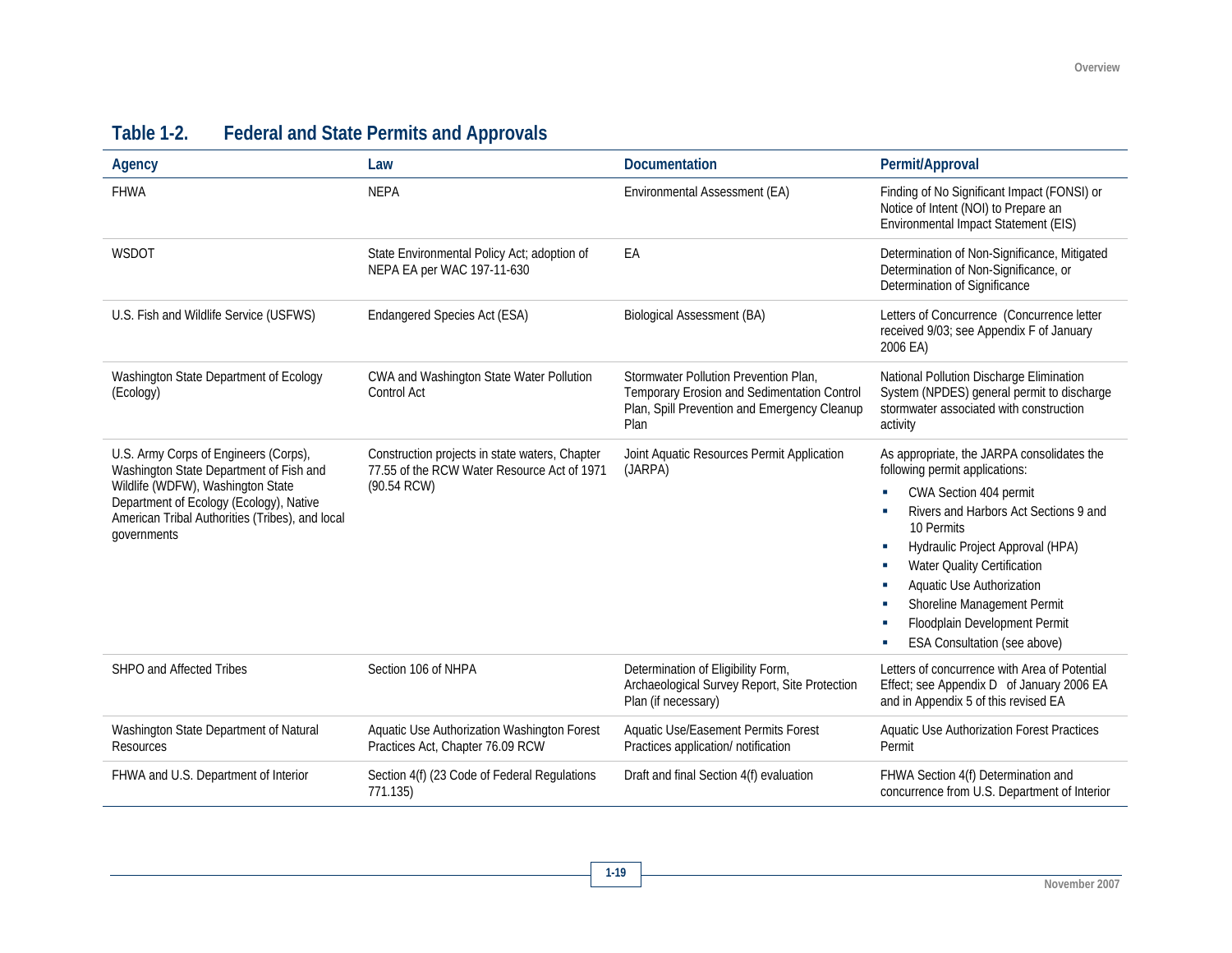## Table 1-2. Federal and State Permits and Approvals

| Agency | Law | Documentation | Permit/Approval |
|---|---|---|---|
| FHWA | NEPA | Environmental Assessment (EA) | Finding of No Significant Impact (FONSI) or Notice of Intent (NOI) to Prepare an Environmental Impact Statement (EIS) |
| WSDOT | State Environmental Policy Act; adoption of NEPA EA per WAC 197-11-630 | EA | Determination of Non-Significance, Mitigated Determination of Non-Significance, or Determination of Significance |
| U.S. Fish and Wildlife Service (USFWS) | Endangered Species Act (ESA) | Biological Assessment (BA) | Letters of Concurrence (Concurrence letter received 9/03; see Appendix F of January 2006 EA) |
| Washington State Department of Ecology (Ecology) | CWA and Washington State Water Pollution Control Act | Stormwater Pollution Prevention Plan, Temporary Erosion and Sedimentation Control Plan, Spill Prevention and Emergency Cleanup Plan | National Pollution Discharge Elimination System (NPDES) general permit to discharge stormwater associated with construction activity |
| U.S. Army Corps of Engineers (Corps), Washington State Department of Fish and Wildlife (WDFW), Washington State Department of Ecology (Ecology), Native American Tribal Authorities (Tribes), and local governments | Construction projects in state waters, Chapter 77.55 of the RCW Water Resource Act of 1971 (90.54 RCW) | Joint Aquatic Resources Permit Application (JARPA) | As appropriate, the JARPA consolidates the following permit applications:<br>▪ CWA Section 404 permit<br>▪ Rivers and Harbors Act Sections 9 and 10 Permits<br>▪ Hydraulic Project Approval (HPA)<br>▪ Water Quality Certification<br>▪ Aquatic Use Authorization<br>▪ Shoreline Management Permit<br>▪ Floodplain Development Permit<br>▪ ESA Consultation (see above) |
| SHPO and Affected Tribes | Section 106 of NHPA | Determination of Eligibility Form, Archaeological Survey Report, Site Protection Plan (if necessary) | Letters of concurrence with Area of Potential Effect; see Appendix D of January 2006 EA and in Appendix 5 of this revised EA |
| Washington State Department of Natural Resources | Aquatic Use Authorization Washington Forest Practices Act, Chapter 76.09 RCW | Aquatic Use/Easement Permits Forest Practices application/ notification | Aquatic Use Authorization Forest Practices Permit |
| FHWA and U.S. Department of Interior | Section 4(f) (23 Code of Federal Regulations 771.135) | Draft and final Section 4(f) evaluation | FHWA Section 4(f) Determination and concurrence from U.S. Department of Interior |